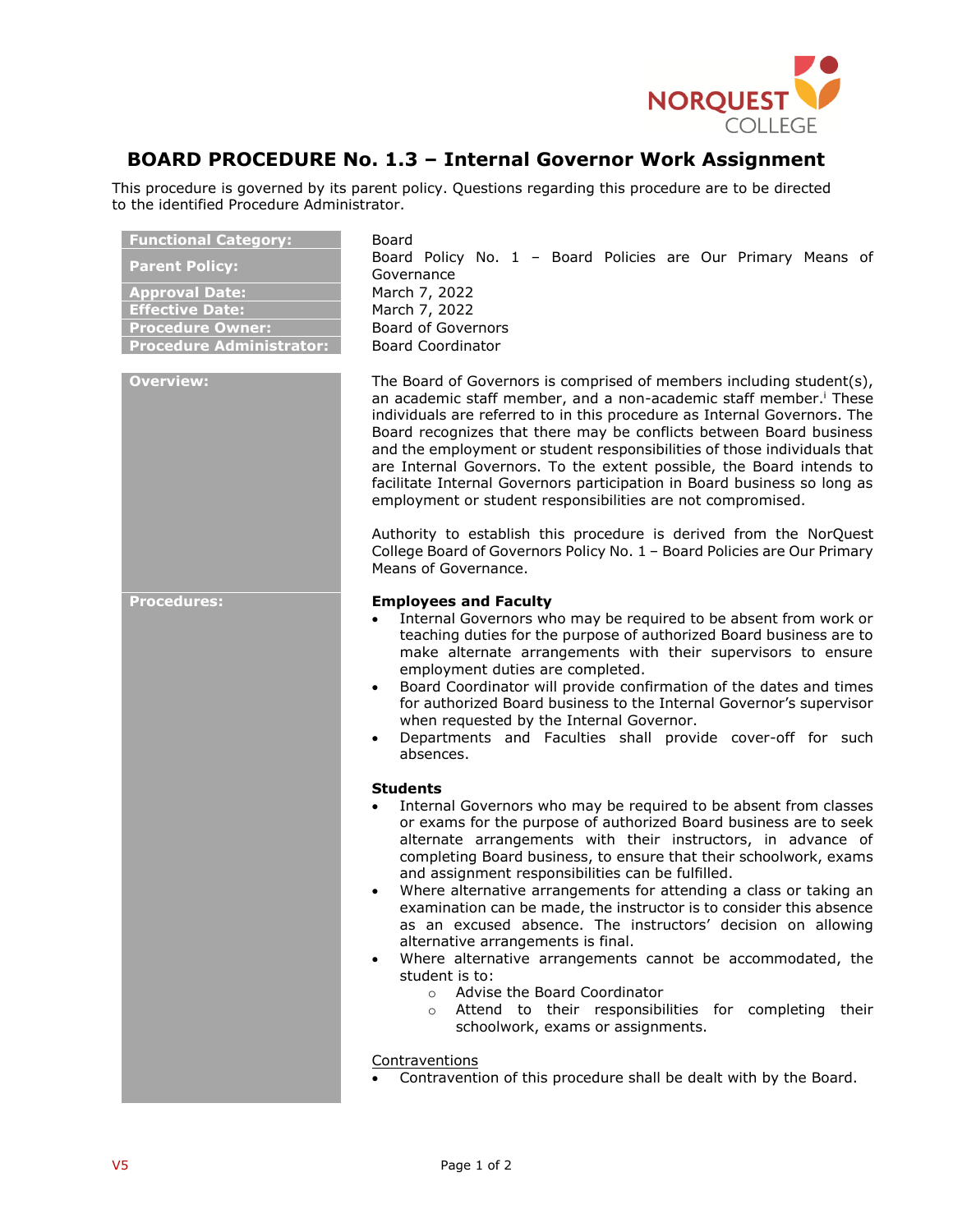# BOARD PROCEDURE No. 1.3 – Internal Governor Work Assignment

This procedure is governed by its parent policy. Questions regarding this procedure are to be directed to the identified Procedure Administrator.

| | |
|---|---|
| **Functional Category:** | Board |
| **Parent Policy:** | Board Policy No. 1 – Board Policies are Our Primary Means of Governance |
| **Approval Date:** | March 7, 2022 |
| **Effective Date:** | March 7, 2022 |
| **Procedure Owner:** | Board of Governors |
| **Procedure Administrator:** | Board Coordinator |

## Overview:

The Board of Governors is comprised of members including student(s), an academic staff member, and a non-academic staff member.[i] These individuals are referred to in this procedure as Internal Governors. The Board recognizes that there may be conflicts between Board business and the employment or student responsibilities of those individuals that are Internal Governors. To the extent possible, the Board intends to facilitate Internal Governors participation in Board business so long as employment or student responsibilities are not compromised.

Authority to establish this procedure is derived from the NorQuest College Board of Governors Policy No. 1 – Board Policies are Our Primary Means of Governance.

## Procedures:

### Employees and Faculty

- Internal Governors who may be required to be absent from work or teaching duties for the purpose of authorized Board business are to make alternate arrangements with their supervisors to ensure employment duties are completed.
- Board Coordinator will provide confirmation of the dates and times for authorized Board business to the Internal Governor's supervisor when requested by the Internal Governor.
- Departments and Faculties shall provide cover-off for such absences.

### Students

- Internal Governors who may be required to be absent from classes or exams for the purpose of authorized Board business are to seek alternate arrangements with their instructors, in advance of completing Board business, to ensure that their schoolwork, exams and assignment responsibilities can be fulfilled.
- Where alternative arrangements for attending a class or taking an examination can be made, the instructor is to consider this absence as an excused absence. The instructors' decision on allowing alternative arrangements is final.
- Where alternative arrangements cannot be accommodated, the student is to:
  - Advise the Board Coordinator
  - Attend to their responsibilities for completing their schoolwork, exams or assignments.

Contraventions

- Contravention of this procedure shall be dealt with by the Board.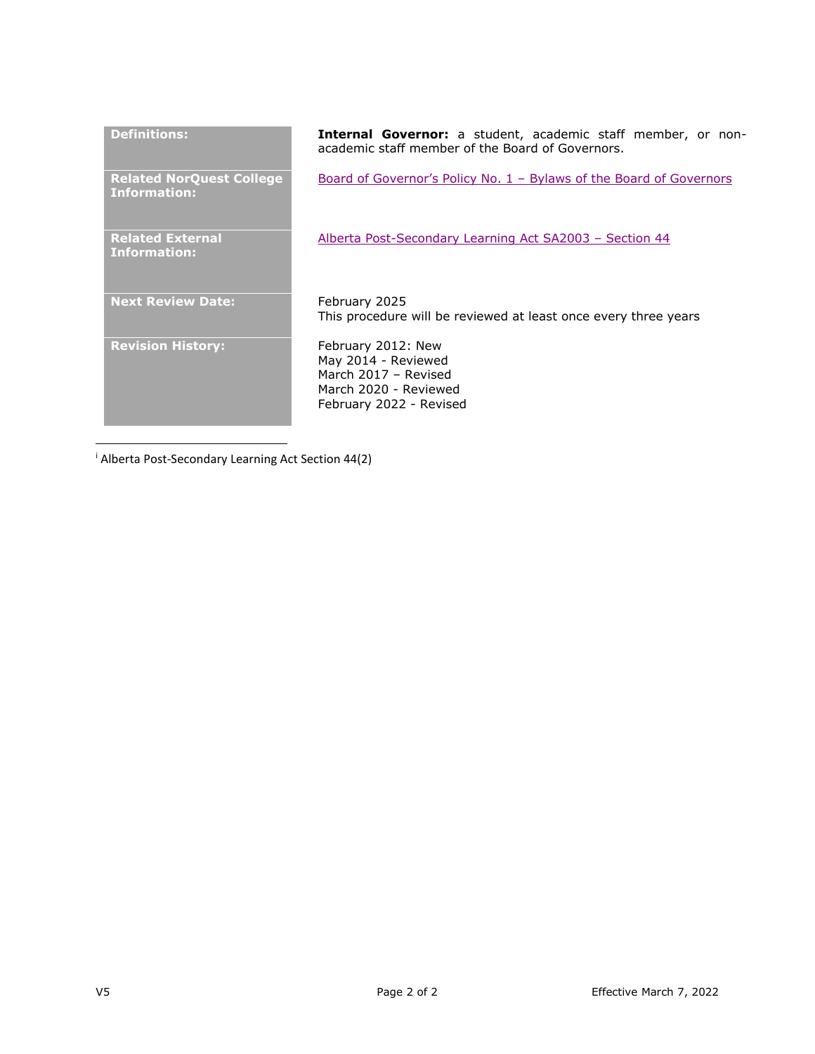| | |
|---|---|
| **Definitions:** | **Internal Governor:** a student, academic staff member, or non-academic staff member of the Board of Governors. |
| **Related NorQuest College Information:** | Board of Governor's Policy No. 1 – Bylaws of the Board of Governors |
| **Related External Information:** | Alberta Post-Secondary Learning Act SA2003 – Section 44 |
| **Next Review Date:** | February 2025<br>This procedure will be reviewed at least once every three years |
| **Revision History:** | February 2012: New<br>May 2014 - Reviewed<br>March 2017 – Revised<br>March 2020 - Reviewed<br>February 2022 - Revised |

[i] Alberta Post-Secondary Learning Act Section 44(2)

V5 Effective March 7, 2022